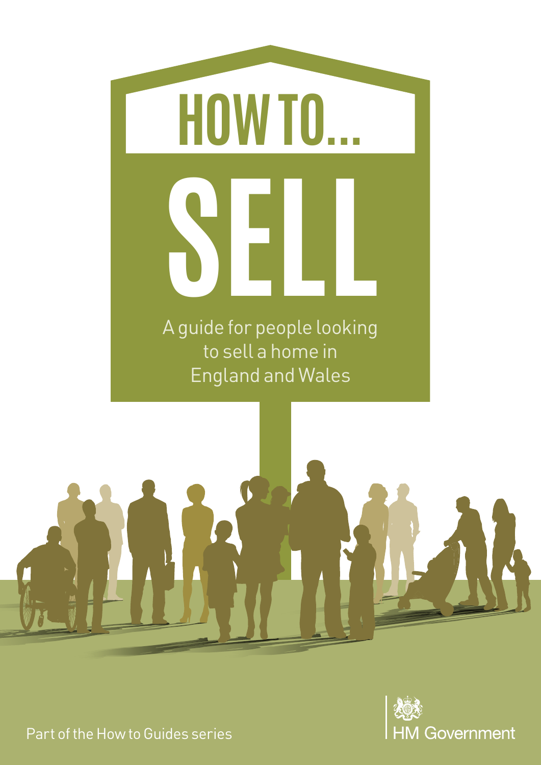# HOW TO...

# SELL

A guide for people looking to sell a home in England and Wales

Part of the How to Guides series

HM Government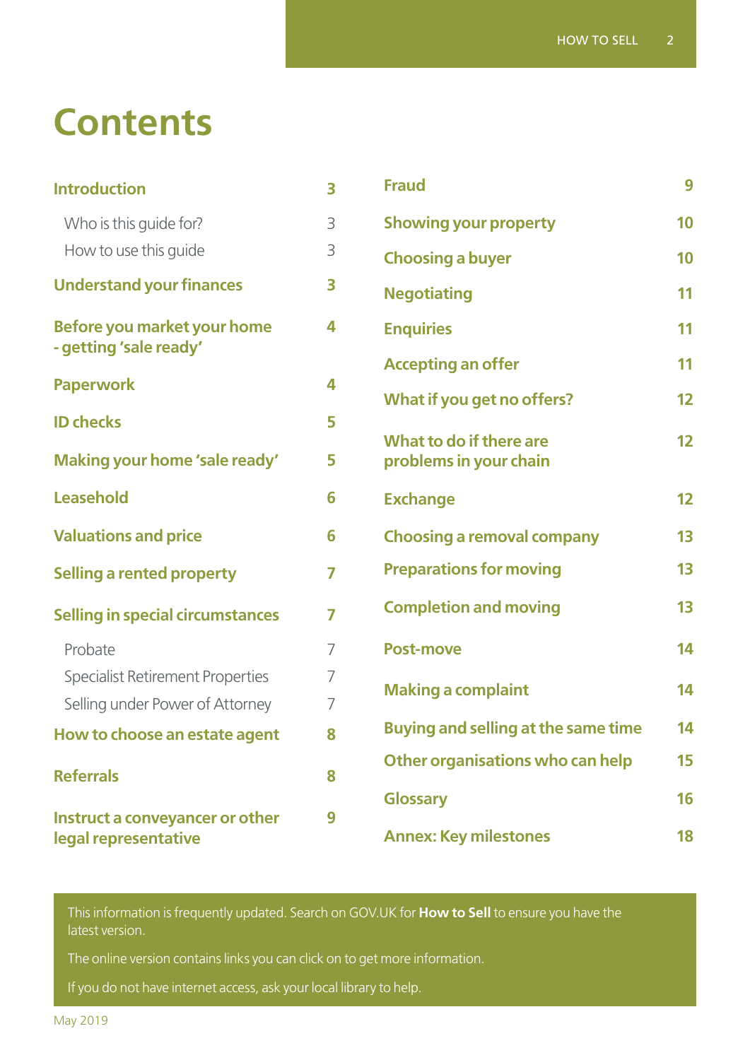# Contents

| | |
|---|---|
| **Introduction** | **3** |
| Who is this guide for? | 3 |
| How to use this guide | 3 |
| **Understand your finances** | **3** |
| **Before you market your home - getting 'sale ready'** | **4** |
| **Paperwork** | **4** |
| **ID checks** | **5** |
| **Making your home 'sale ready'** | **5** |
| **Leasehold** | **6** |
| **Valuations and price** | **6** |
| **Selling a rented property** | **7** |
| **Selling in special circumstances** | **7** |
| Probate | 7 |
| Specialist Retirement Properties | 7 |
| Selling under Power of Attorney | 7 |
| **How to choose an estate agent** | **8** |
| **Referrals** | **8** |
| **Instruct a conveyancer or other legal representative** | **9** |
| **Fraud** | **9** |
| **Showing your property** | **10** |
| **Choosing a buyer** | **10** |
| **Negotiating** | **11** |
| **Enquiries** | **11** |
| **Accepting an offer** | **11** |
| **What if you get no offers?** | **12** |
| **What to do if there are problems in your chain** | **12** |
| **Exchange** | **12** |
| **Choosing a removal company** | **13** |
| **Preparations for moving** | **13** |
| **Completion and moving** | **13** |
| **Post-move** | **14** |
| **Making a complaint** | **14** |
| **Buying and selling at the same time** | **14** |
| **Other organisations who can help** | **15** |
| **Glossary** | **16** |
| **Annex: Key milestones** | **18** |

This information is frequently updated. Search on GOV.UK for **How to Sell** to ensure you have the latest version.

The online version contains links you can click on to get more information.

If you do not have internet access, ask your local library to help.

May 2019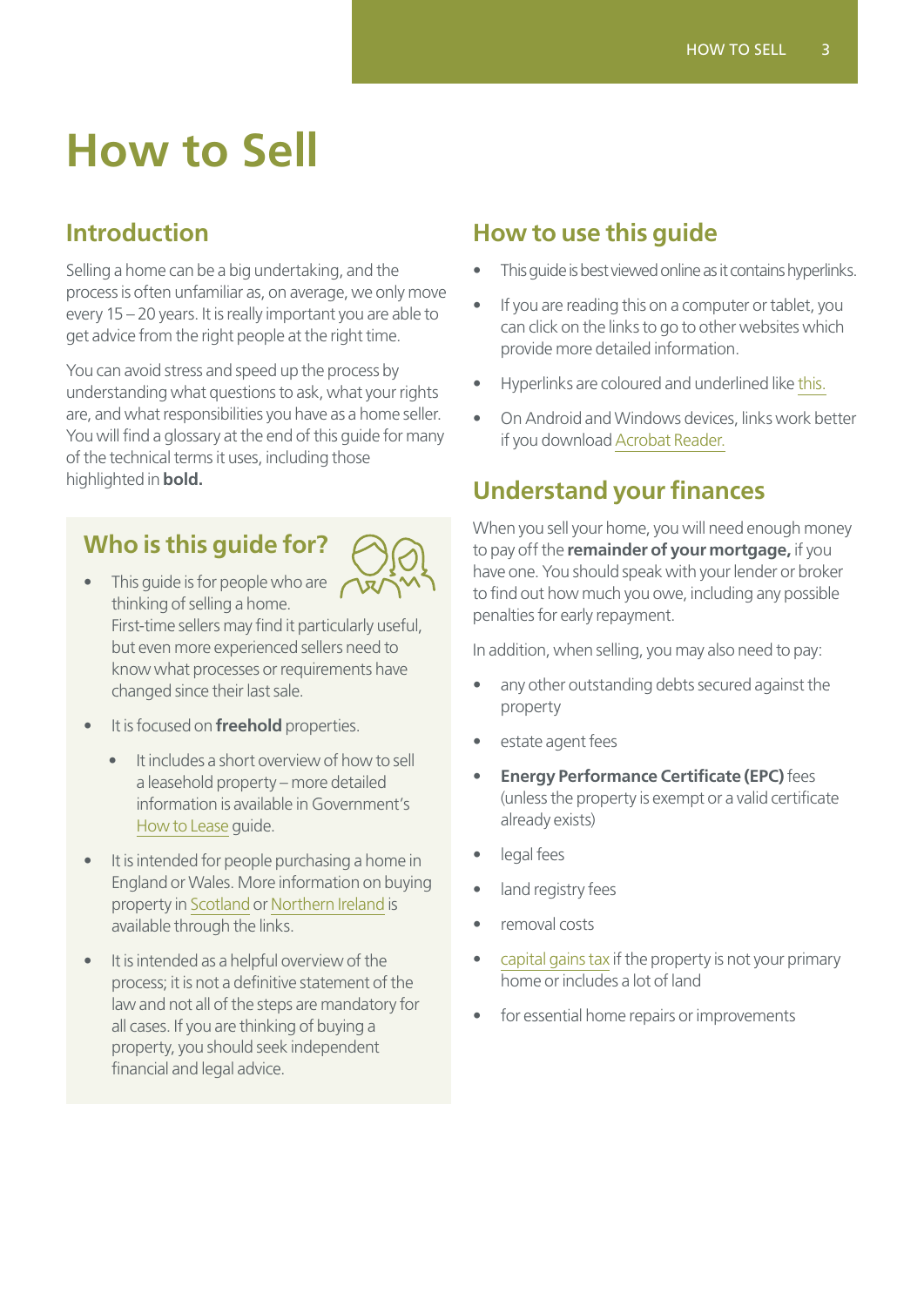# How to Sell

## Introduction

Selling a home can be a big undertaking, and the process is often unfamiliar as, on average, we only move every 15 – 20 years. It is really important you are able to get advice from the right people at the right time.

You can avoid stress and speed up the process by understanding what questions to ask, what your rights are, and what responsibilities you have as a home seller. You will find a glossary at the end of this guide for many of the technical terms it uses, including those highlighted in **bold.**

## Who is this guide for?

- This guide is for people who are thinking of selling a home. First-time sellers may find it particularly useful, but even more experienced sellers need to know what processes or requirements have changed since their last sale.
- It is focused on **freehold** properties.
    - It includes a short overview of how to sell a leasehold property – more detailed information is available in Government's How to Lease guide.
- It is intended for people purchasing a home in England or Wales. More information on buying property in Scotland or Northern Ireland is available through the links.
- It is intended as a helpful overview of the process; it is not a definitive statement of the law and not all of the steps are mandatory for all cases. If you are thinking of buying a property, you should seek independent financial and legal advice.

## How to use this guide

- This guide is best viewed online as it contains hyperlinks.
- If you are reading this on a computer or tablet, you can click on the links to go to other websites which provide more detailed information.
- Hyperlinks are coloured and underlined like this.
- On Android and Windows devices, links work better if you download Acrobat Reader.

## Understand your finances

When you sell your home, you will need enough money to pay off the **remainder of your mortgage,** if you have one. You should speak with your lender or broker to find out how much you owe, including any possible penalties for early repayment.

In addition, when selling, you may also need to pay:

- any other outstanding debts secured against the property
- estate agent fees
- **Energy Performance Certificate (EPC)** fees (unless the property is exempt or a valid certificate already exists)
- legal fees
- land registry fees
- removal costs
- capital gains tax if the property is not your primary home or includes a lot of land
- for essential home repairs or improvements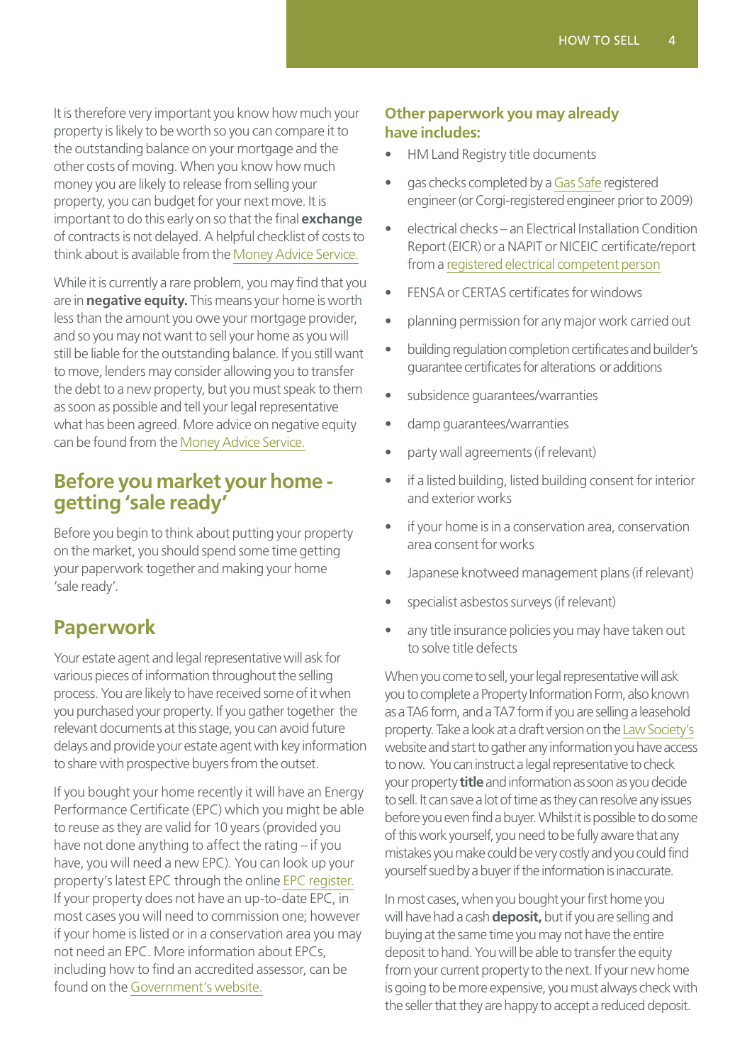It is therefore very important you know how much your property is likely to be worth so you can compare it to the outstanding balance on your mortgage and the other costs of moving. When you know how much money you are likely to release from selling your property, you can budget for your next move. It is important to do this early on so that the final **exchange** of contracts is not delayed. A helpful checklist of costs to think about is available from the Money Advice Service.

While it is currently a rare problem, you may find that you are in **negative equity.** This means your home is worth less than the amount you owe your mortgage provider, and so you may not want to sell your home as you will still be liable for the outstanding balance. If you still want to move, lenders may consider allowing you to transfer the debt to a new property, but you must speak to them as soon as possible and tell your legal representative what has been agreed. More advice on negative equity can be found from the Money Advice Service.

## Before you market your home - getting 'sale ready'

Before you begin to think about putting your property on the market, you should spend some time getting your paperwork together and making your home 'sale ready'.

## Paperwork

Your estate agent and legal representative will ask for various pieces of information throughout the selling process. You are likely to have received some of it when you purchased your property. If you gather together the relevant documents at this stage, you can avoid future delays and provide your estate agent with key information to share with prospective buyers from the outset.

If you bought your home recently it will have an Energy Performance Certificate (EPC) which you might be able to reuse as they are valid for 10 years (provided you have not done anything to affect the rating – if you have, you will need a new EPC). You can look up your property's latest EPC through the online EPC register. If your property does not have an up-to-date EPC, in most cases you will need to commission one; however if your home is listed or in a conservation area you may not need an EPC. More information about EPCs, including how to find an accredited assessor, can be found on the Government's website.

### Other paperwork you may already have includes:

- HM Land Registry title documents
- gas checks completed by a Gas Safe registered engineer (or Corgi-registered engineer prior to 2009)
- electrical checks – an Electrical Installation Condition Report (EICR) or a NAPIT or NICEIC certificate/report from a registered electrical competent person
- FENSA or CERTAS certificates for windows
- planning permission for any major work carried out
- building regulation completion certificates and builder's guarantee certificates for alterations or additions
- subsidence guarantees/warranties
- damp guarantees/warranties
- party wall agreements (if relevant)
- if a listed building, listed building consent for interior and exterior works
- if your home is in a conservation area, conservation area consent for works
- Japanese knotweed management plans (if relevant)
- specialist asbestos surveys (if relevant)
- any title insurance policies you may have taken out to solve title defects

When you come to sell, your legal representative will ask you to complete a Property Information Form, also known as a TA6 form, and a TA7 form if you are selling a leasehold property. Take a look at a draft version on the Law Society's website and start to gather any information you have access to now. You can instruct a legal representative to check your property **title** and information as soon as you decide to sell. It can save a lot of time as they can resolve any issues before you even find a buyer. Whilst it is possible to do some of this work yourself, you need to be fully aware that any mistakes you make could be very costly and you could find yourself sued by a buyer if the information is inaccurate.

In most cases, when you bought your first home you will have had a cash **deposit,** but if you are selling and buying at the same time you may not have the entire deposit to hand. You will be able to transfer the equity from your current property to the next. If your new home is going to be more expensive, you must always check with the seller that they are happy to accept a reduced deposit.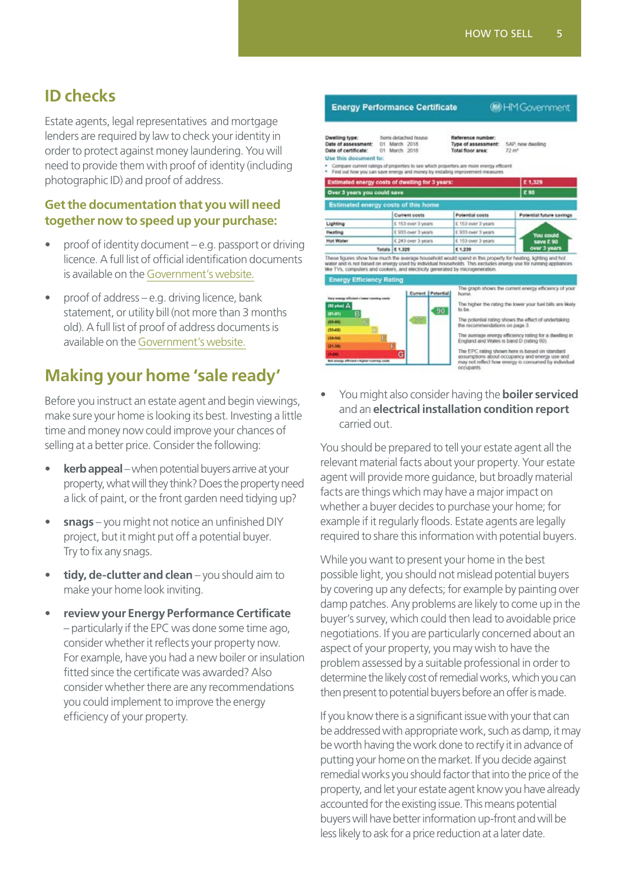## ID checks

Estate agents, legal representatives and mortgage lenders are required by law to check your identity in order to protect against money laundering. You will need to provide them with proof of identity (including photographic ID) and proof of address.

### Get the documentation that you will need together now to speed up your purchase:

- proof of identity document – e.g. passport or driving licence. A full list of official identification documents is available on the Government's website.
- proof of address – e.g. driving licence, bank statement, or utility bill (not more than 3 months old). A full list of proof of address documents is available on the Government's website.

## Making your home 'sale ready'

Before you instruct an estate agent and begin viewings, make sure your home is looking its best. Investing a little time and money now could improve your chances of selling at a better price. Consider the following:

- **kerb appeal** – when potential buyers arrive at your property, what will they think? Does the property need a lick of paint, or the front garden need tidying up?
- **snags** – you might not notice an unfinished DIY project, but it might put off a potential buyer. Try to fix any snags.
- **tidy, de-clutter and clean** – you should aim to make your home look inviting.
- **review your Energy Performance Certificate** – particularly if the EPC was done some time ago, consider whether it reflects your property now. For example, have you had a new boiler or insulation fitted since the certificate was awarded? Also consider whether there are any recommendations you could implement to improve the energy efficiency of your property.
- You might also consider having the **boiler serviced** and an **electrical installation condition report** carried out.

You should be prepared to tell your estate agent all the relevant material facts about your property. Your estate agent will provide more guidance, but broadly material facts are things which may have a major impact on whether a buyer decides to purchase your home; for example if it regularly floods. Estate agents are legally required to share this information with potential buyers.

While you want to present your home in the best possible light, you should not mislead potential buyers by covering up any defects; for example by painting over damp patches. Any problems are likely to come up in the buyer's survey, which could then lead to avoidable price negotiations. If you are particularly concerned about an aspect of your property, you may wish to have the problem assessed by a suitable professional in order to determine the likely cost of remedial works, which you can then present to potential buyers before an offer is made.

If you know there is a significant issue with your that can be addressed with appropriate work, such as damp, it may be worth having the work done to rectify it in advance of putting your home on the market. If you decide against remedial works you should factor that into the price of the property, and let your estate agent know you have already accounted for the existing issue. This means potential buyers will have better information up-front and will be less likely to ask for a price reduction at a later date.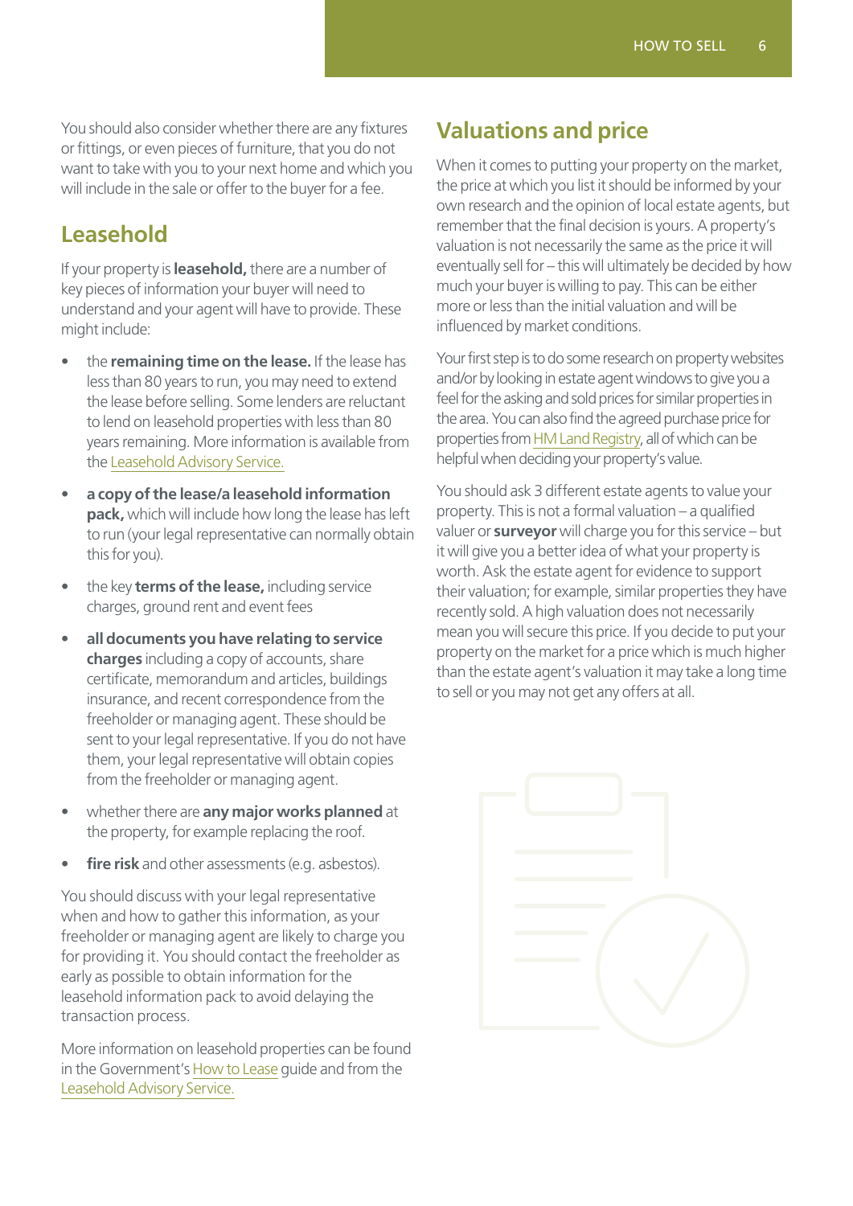You should also consider whether there are any fixtures or fittings, or even pieces of furniture, that you do not want to take with you to your next home and which you will include in the sale or offer to the buyer for a fee.

## Leasehold

If your property is **leasehold,** there are a number of key pieces of information your buyer will need to understand and your agent will have to provide. These might include:

- the **remaining time on the lease.** If the lease has less than 80 years to run, you may need to extend the lease before selling. Some lenders are reluctant to lend on leasehold properties with less than 80 years remaining. More information is available from the Leasehold Advisory Service.
- **a copy of the lease/a leasehold information pack,** which will include how long the lease has left to run (your legal representative can normally obtain this for you).
- the key **terms of the lease,** including service charges, ground rent and event fees
- **all documents you have relating to service charges** including a copy of accounts, share certificate, memorandum and articles, buildings insurance, and recent correspondence from the freeholder or managing agent. These should be sent to your legal representative. If you do not have them, your legal representative will obtain copies from the freeholder or managing agent.
- whether there are **any major works planned** at the property, for example replacing the roof.
- **fire risk** and other assessments (e.g. asbestos).

You should discuss with your legal representative when and how to gather this information, as your freeholder or managing agent are likely to charge you for providing it. You should contact the freeholder as early as possible to obtain information for the leasehold information pack to avoid delaying the transaction process.

More information on leasehold properties can be found in the Government's How to Lease guide and from the Leasehold Advisory Service.

## Valuations and price

When it comes to putting your property on the market, the price at which you list it should be informed by your own research and the opinion of local estate agents, but remember that the final decision is yours. A property's valuation is not necessarily the same as the price it will eventually sell for – this will ultimately be decided by how much your buyer is willing to pay. This can be either more or less than the initial valuation and will be influenced by market conditions.

Your first step is to do some research on property websites and/or by looking in estate agent windows to give you a feel for the asking and sold prices for similar properties in the area. You can also find the agreed purchase price for properties from HM Land Registry, all of which can be helpful when deciding your property's value.

You should ask 3 different estate agents to value your property. This is not a formal valuation – a qualified valuer or **surveyor** will charge you for this service – but it will give you a better idea of what your property is worth. Ask the estate agent for evidence to support their valuation; for example, similar properties they have recently sold. A high valuation does not necessarily mean you will secure this price. If you decide to put your property on the market for a price which is much higher than the estate agent's valuation it may take a long time to sell or you may not get any offers at all.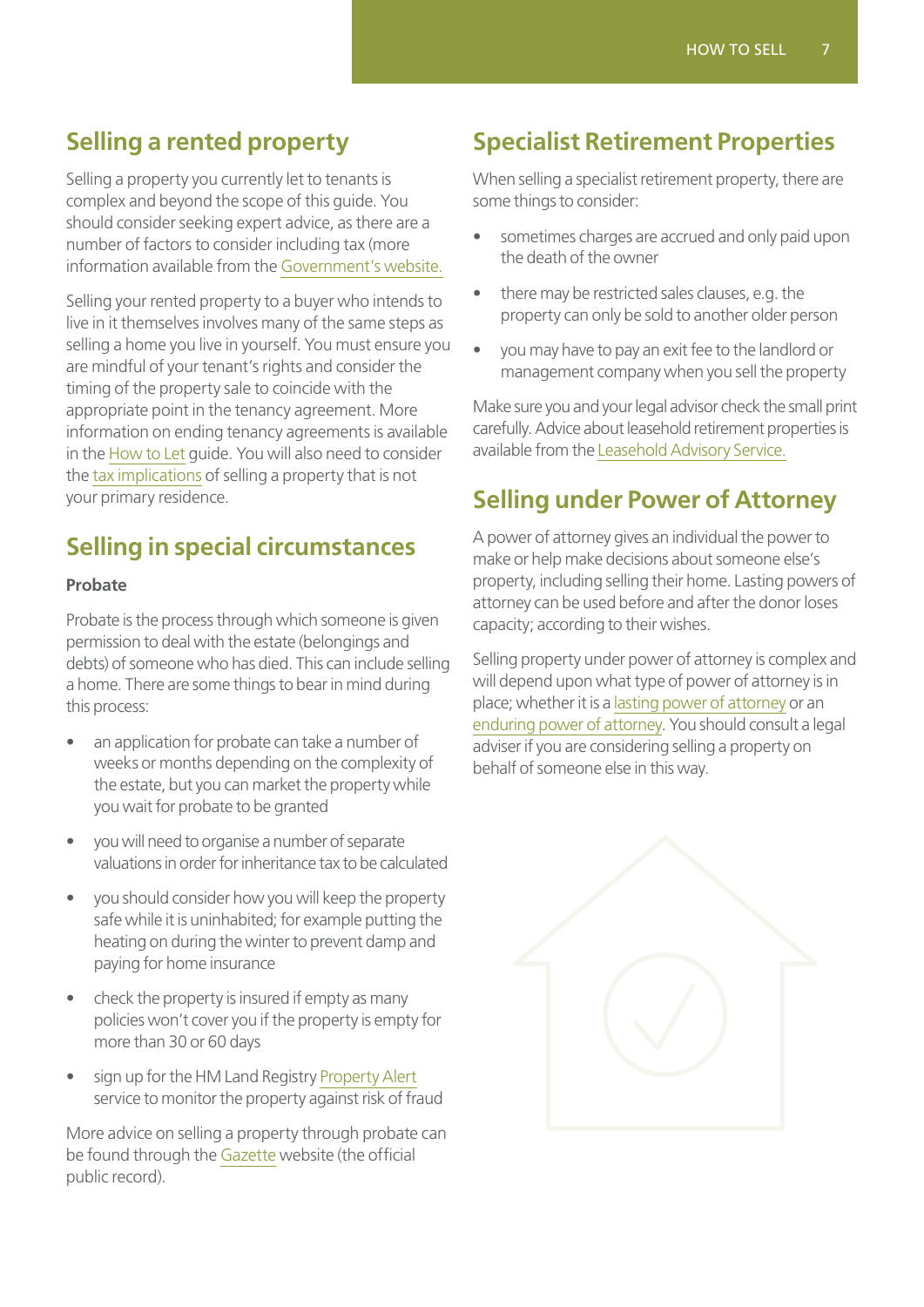## Selling a rented property

Selling a property you currently let to tenants is complex and beyond the scope of this guide. You should consider seeking expert advice, as there are a number of factors to consider including tax (more information available from the Government's website.

Selling your rented property to a buyer who intends to live in it themselves involves many of the same steps as selling a home you live in yourself. You must ensure you are mindful of your tenant's rights and consider the timing of the property sale to coincide with the appropriate point in the tenancy agreement. More information on ending tenancy agreements is available in the How to Let guide. You will also need to consider the tax implications of selling a property that is not your primary residence.

## Selling in special circumstances

**Probate**

Probate is the process through which someone is given permission to deal with the estate (belongings and debts) of someone who has died. This can include selling a home. There are some things to bear in mind during this process:

- an application for probate can take a number of weeks or months depending on the complexity of the estate, but you can market the property while you wait for probate to be granted
- you will need to organise a number of separate valuations in order for inheritance tax to be calculated
- you should consider how you will keep the property safe while it is uninhabited; for example putting the heating on during the winter to prevent damp and paying for home insurance
- check the property is insured if empty as many policies won't cover you if the property is empty for more than 30 or 60 days
- sign up for the HM Land Registry Property Alert service to monitor the property against risk of fraud

More advice on selling a property through probate can be found through the Gazette website (the official public record).

## Specialist Retirement Properties

When selling a specialist retirement property, there are some things to consider:

- sometimes charges are accrued and only paid upon the death of the owner
- there may be restricted sales clauses, e.g. the property can only be sold to another older person
- you may have to pay an exit fee to the landlord or management company when you sell the property

Make sure you and your legal advisor check the small print carefully. Advice about leasehold retirement properties is available from the Leasehold Advisory Service.

## Selling under Power of Attorney

A power of attorney gives an individual the power to make or help make decisions about someone else's property, including selling their home. Lasting powers of attorney can be used before and after the donor loses capacity; according to their wishes.

Selling property under power of attorney is complex and will depend upon what type of power of attorney is in place; whether it is a lasting power of attorney or an enduring power of attorney. You should consult a legal adviser if you are considering selling a property on behalf of someone else in this way.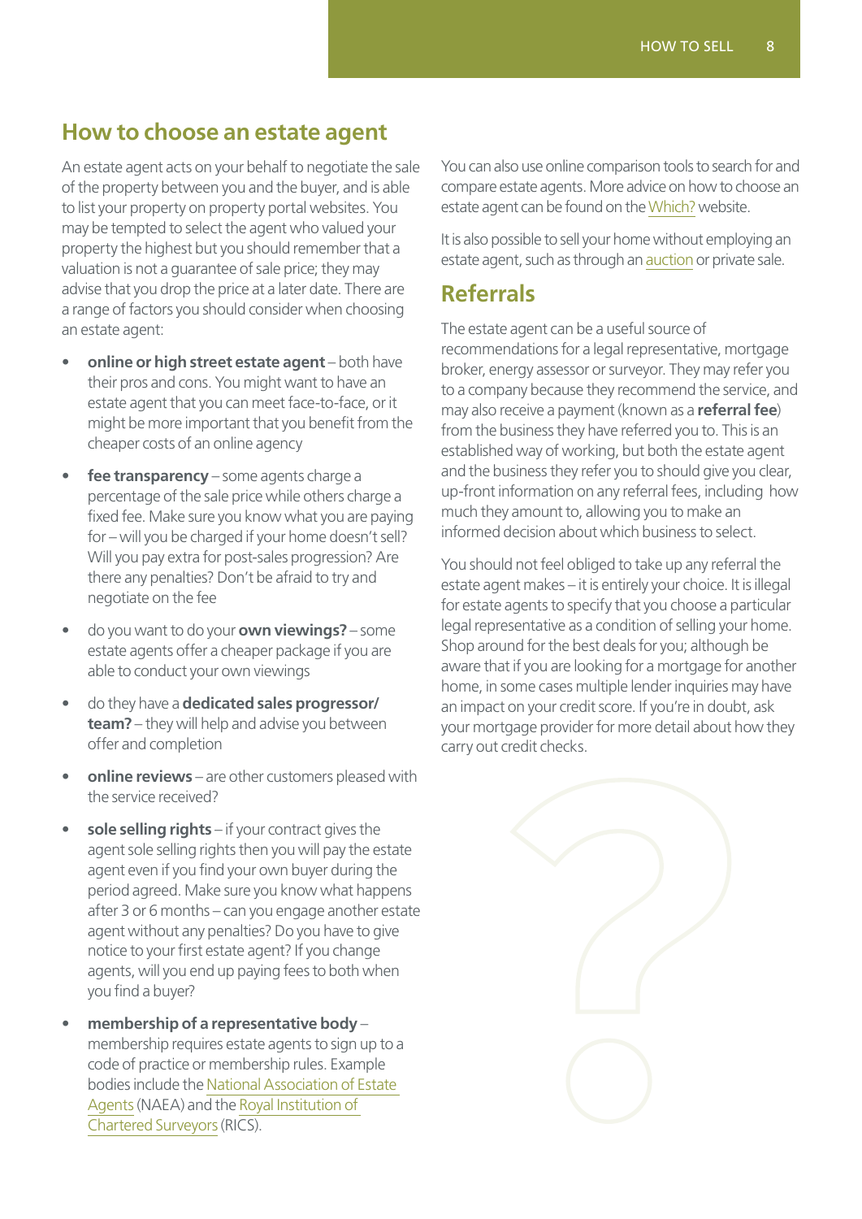## How to choose an estate agent

An estate agent acts on your behalf to negotiate the sale of the property between you and the buyer, and is able to list your property on property portal websites. You may be tempted to select the agent who valued your property the highest but you should remember that a valuation is not a guarantee of sale price; they may advise that you drop the price at a later date. There are a range of factors you should consider when choosing an estate agent:

- **online or high street estate agent** – both have their pros and cons. You might want to have an estate agent that you can meet face-to-face, or it might be more important that you benefit from the cheaper costs of an online agency
- **fee transparency** – some agents charge a percentage of the sale price while others charge a fixed fee. Make sure you know what you are paying for – will you be charged if your home doesn't sell? Will you pay extra for post-sales progression? Are there any penalties? Don't be afraid to try and negotiate on the fee
- do you want to do your **own viewings?** – some estate agents offer a cheaper package if you are able to conduct your own viewings
- do they have a **dedicated sales progressor/ team?** – they will help and advise you between offer and completion
- **online reviews** – are other customers pleased with the service received?
- **sole selling rights** – if your contract gives the agent sole selling rights then you will pay the estate agent even if you find your own buyer during the period agreed. Make sure you know what happens after 3 or 6 months – can you engage another estate agent without any penalties? Do you have to give notice to your first estate agent? If you change agents, will you end up paying fees to both when you find a buyer?
- **membership of a representative body** – membership requires estate agents to sign up to a code of practice or membership rules. Example bodies include the National Association of Estate Agents (NAEA) and the Royal Institution of Chartered Surveyors (RICS).

You can also use online comparison tools to search for and compare estate agents. More advice on how to choose an estate agent can be found on the Which? website.

It is also possible to sell your home without employing an estate agent, such as through an auction or private sale.

## Referrals

The estate agent can be a useful source of recommendations for a legal representative, mortgage broker, energy assessor or surveyor. They may refer you to a company because they recommend the service, and may also receive a payment (known as a **referral fee**) from the business they have referred you to. This is an established way of working, but both the estate agent and the business they refer you to should give you clear, up-front information on any referral fees, including how much they amount to, allowing you to make an informed decision about which business to select.

You should not feel obliged to take up any referral the estate agent makes – it is entirely your choice. It is illegal for estate agents to specify that you choose a particular legal representative as a condition of selling your home. Shop around for the best deals for you; although be aware that if you are looking for a mortgage for another home, in some cases multiple lender inquiries may have an impact on your credit score. If you're in doubt, ask your mortgage provider for more detail about how they carry out credit checks.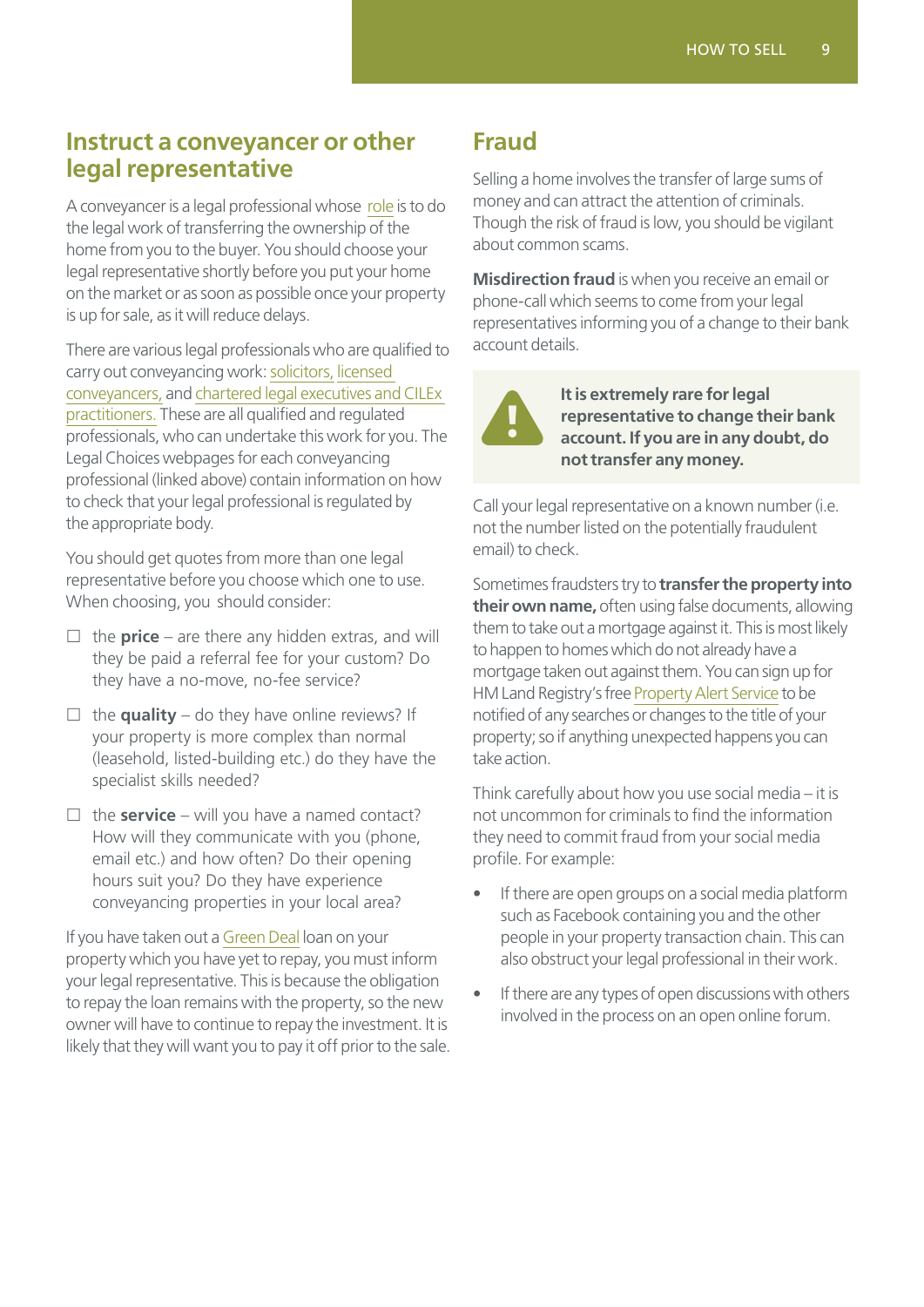## Instruct a conveyancer or other legal representative

A conveyancer is a legal professional whose role is to do the legal work of transferring the ownership of the home from you to the buyer. You should choose your legal representative shortly before you put your home on the market or as soon as possible once your property is up for sale, as it will reduce delays.

There are various legal professionals who are qualified to carry out conveyancing work: solicitors, licensed conveyancers, and chartered legal executives and CILEx practitioners. These are all qualified and regulated professionals, who can undertake this work for you. The Legal Choices webpages for each conveyancing professional (linked above) contain information on how to check that your legal professional is regulated by the appropriate body.

You should get quotes from more than one legal representative before you choose which one to use. When choosing, you should consider:

- ☐ the **price** – are there any hidden extras, and will they be paid a referral fee for your custom? Do they have a no-move, no-fee service?
- ☐ the **quality** – do they have online reviews? If your property is more complex than normal (leasehold, listed-building etc.) do they have the specialist skills needed?
- ☐ the **service** – will you have a named contact? How will they communicate with you (phone, email etc.) and how often? Do their opening hours suit you? Do they have experience conveyancing properties in your local area?

If you have taken out a Green Deal loan on your property which you have yet to repay, you must inform your legal representative. This is because the obligation to repay the loan remains with the property, so the new owner will have to continue to repay the investment. It is likely that they will want you to pay it off prior to the sale.

## Fraud

Selling a home involves the transfer of large sums of money and can attract the attention of criminals. Though the risk of fraud is low, you should be vigilant about common scams.

**Misdirection fraud** is when you receive an email or phone-call which seems to come from your legal representatives informing you of a change to their bank account details.

**It is extremely rare for legal representative to change their bank account. If you are in any doubt, do not transfer any money.**

Call your legal representative on a known number (i.e. not the number listed on the potentially fraudulent email) to check.

Sometimes fraudsters try to **transfer the property into their own name,** often using false documents, allowing them to take out a mortgage against it. This is most likely to happen to homes which do not already have a mortgage taken out against them. You can sign up for HM Land Registry's free Property Alert Service to be notified of any searches or changes to the title of your property; so if anything unexpected happens you can take action.

Think carefully about how you use social media – it is not uncommon for criminals to find the information they need to commit fraud from your social media profile. For example:

- If there are open groups on a social media platform such as Facebook containing you and the other people in your property transaction chain. This can also obstruct your legal professional in their work.
- If there are any types of open discussions with others involved in the process on an open online forum.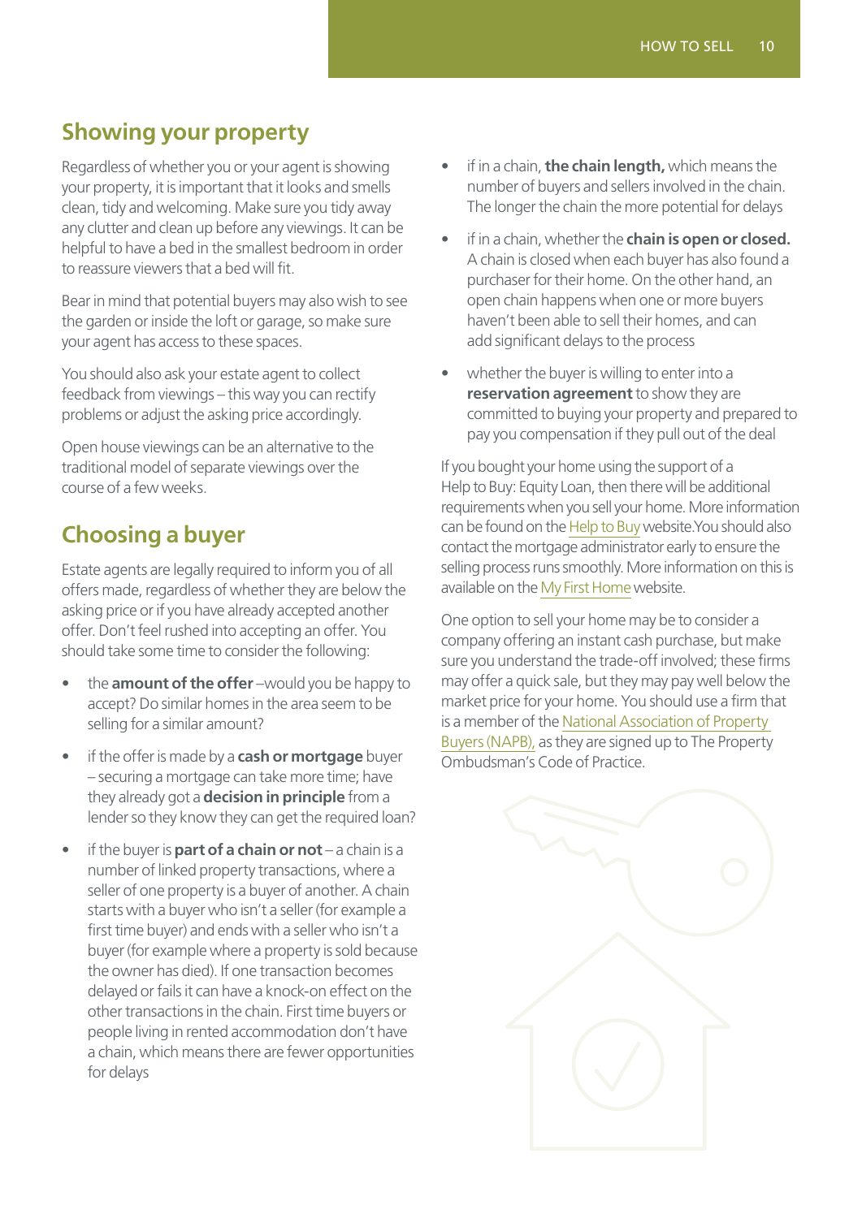## Showing your property

Regardless of whether you or your agent is showing your property, it is important that it looks and smells clean, tidy and welcoming. Make sure you tidy away any clutter and clean up before any viewings. It can be helpful to have a bed in the smallest bedroom in order to reassure viewers that a bed will fit.

Bear in mind that potential buyers may also wish to see the garden or inside the loft or garage, so make sure your agent has access to these spaces.

You should also ask your estate agent to collect feedback from viewings – this way you can rectify problems or adjust the asking price accordingly.

Open house viewings can be an alternative to the traditional model of separate viewings over the course of a few weeks.

## Choosing a buyer

Estate agents are legally required to inform you of all offers made, regardless of whether they are below the asking price or if you have already accepted another offer. Don't feel rushed into accepting an offer. You should take some time to consider the following:

- the **amount of the offer** –would you be happy to accept? Do similar homes in the area seem to be selling for a similar amount?
- if the offer is made by a **cash or mortgage** buyer – securing a mortgage can take more time; have they already got a **decision in principle** from a lender so they know they can get the required loan?
- if the buyer is **part of a chain or not** – a chain is a number of linked property transactions, where a seller of one property is a buyer of another. A chain starts with a buyer who isn't a seller (for example a first time buyer) and ends with a seller who isn't a buyer (for example where a property is sold because the owner has died). If one transaction becomes delayed or fails it can have a knock-on effect on the other transactions in the chain. First time buyers or people living in rented accommodation don't have a chain, which means there are fewer opportunities for delays
- if in a chain, **the chain length,** which means the number of buyers and sellers involved in the chain. The longer the chain the more potential for delays
- if in a chain, whether the **chain is open or closed.** A chain is closed when each buyer has also found a purchaser for their home. On the other hand, an open chain happens when one or more buyers haven't been able to sell their homes, and can add significant delays to the process
- whether the buyer is willing to enter into a **reservation agreement** to show they are committed to buying your property and prepared to pay you compensation if they pull out of the deal

If you bought your home using the support of a Help to Buy: Equity Loan, then there will be additional requirements when you sell your home. More information can be found on the Help to Buy website.You should also contact the mortgage administrator early to ensure the selling process runs smoothly. More information on this is available on the My First Home website.

One option to sell your home may be to consider a company offering an instant cash purchase, but make sure you understand the trade-off involved; these firms may offer a quick sale, but they may pay well below the market price for your home. You should use a firm that is a member of the National Association of Property Buyers (NAPB), as they are signed up to The Property Ombudsman's Code of Practice.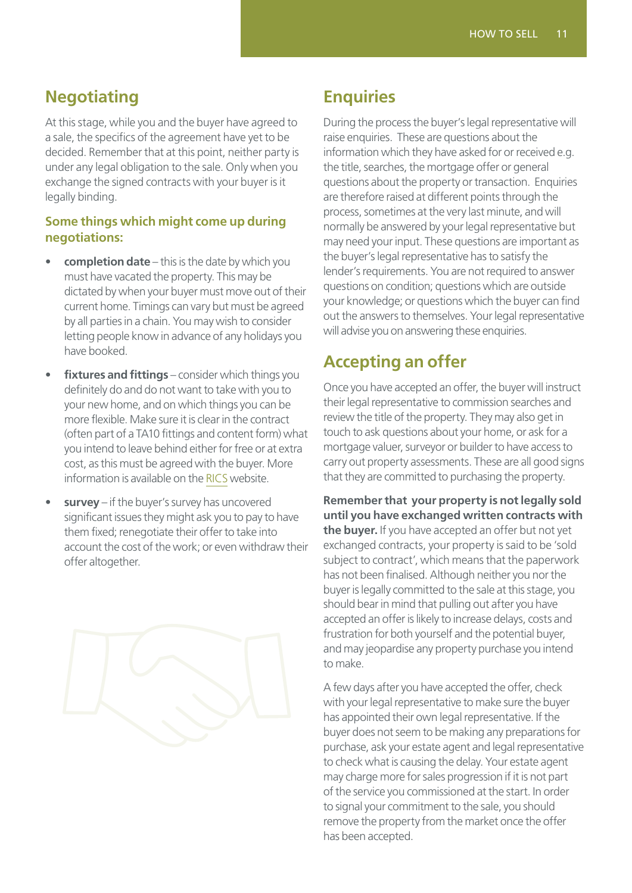## Negotiating

At this stage, while you and the buyer have agreed to a sale, the specifics of the agreement have yet to be decided. Remember that at this point, neither party is under any legal obligation to the sale. Only when you exchange the signed contracts with your buyer is it legally binding.

### Some things which might come up during negotiations:

- **completion date** – this is the date by which you must have vacated the property. This may be dictated by when your buyer must move out of their current home. Timings can vary but must be agreed by all parties in a chain. You may wish to consider letting people know in advance of any holidays you have booked.
- **fixtures and fittings** – consider which things you definitely do and do not want to take with you to your new home, and on which things you can be more flexible. Make sure it is clear in the contract (often part of a TA10 fittings and content form) what you intend to leave behind either for free or at extra cost, as this must be agreed with the buyer. More information is available on the RICS website.
- **survey** – if the buyer's survey has uncovered significant issues they might ask you to pay to have them fixed; renegotiate their offer to take into account the cost of the work; or even withdraw their offer altogether.

## Enquiries

During the process the buyer's legal representative will raise enquiries. These are questions about the information which they have asked for or received e.g. the title, searches, the mortgage offer or general questions about the property or transaction. Enquiries are therefore raised at different points through the process, sometimes at the very last minute, and will normally be answered by your legal representative but may need your input. These questions are important as the buyer's legal representative has to satisfy the lender's requirements. You are not required to answer questions on condition; questions which are outside your knowledge; or questions which the buyer can find out the answers to themselves. Your legal representative will advise you on answering these enquiries.

## Accepting an offer

Once you have accepted an offer, the buyer will instruct their legal representative to commission searches and review the title of the property. They may also get in touch to ask questions about your home, or ask for a mortgage valuer, surveyor or builder to have access to carry out property assessments. These are all good signs that they are committed to purchasing the property.

**Remember that your property is not legally sold until you have exchanged written contracts with the buyer.** If you have accepted an offer but not yet exchanged contracts, your property is said to be 'sold subject to contract', which means that the paperwork has not been finalised. Although neither you nor the buyer is legally committed to the sale at this stage, you should bear in mind that pulling out after you have accepted an offer is likely to increase delays, costs and frustration for both yourself and the potential buyer, and may jeopardise any property purchase you intend to make.

A few days after you have accepted the offer, check with your legal representative to make sure the buyer has appointed their own legal representative. If the buyer does not seem to be making any preparations for purchase, ask your estate agent and legal representative to check what is causing the delay. Your estate agent may charge more for sales progression if it is not part of the service you commissioned at the start. In order to signal your commitment to the sale, you should remove the property from the market once the offer has been accepted.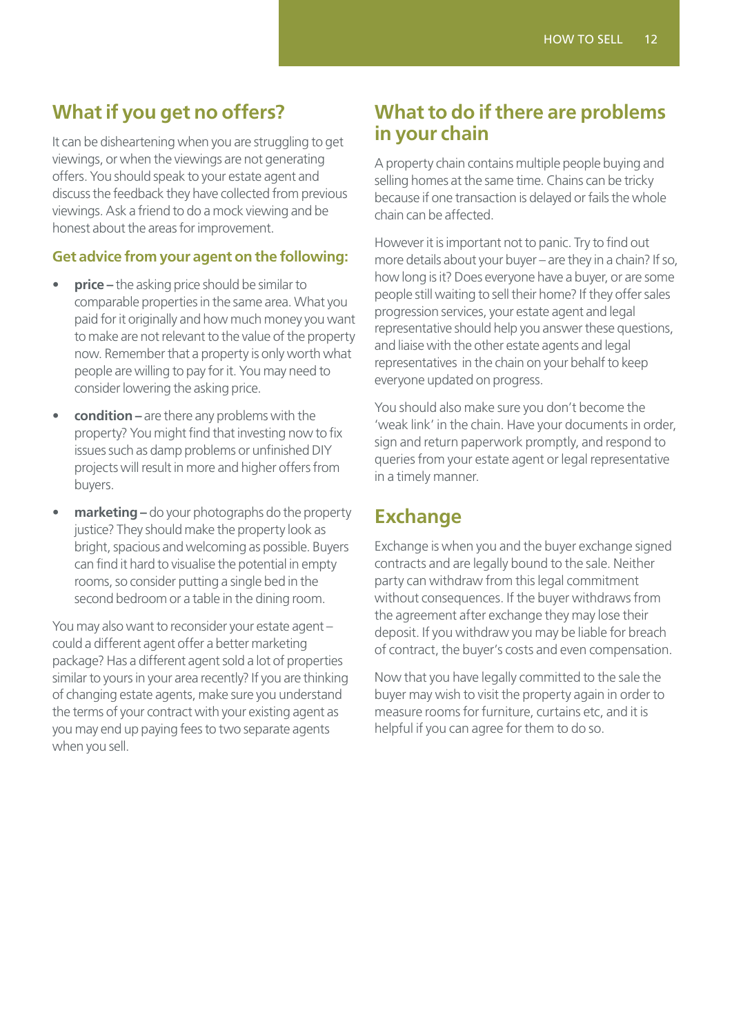## What if you get no offers?

It can be disheartening when you are struggling to get viewings, or when the viewings are not generating offers. You should speak to your estate agent and discuss the feedback they have collected from previous viewings. Ask a friend to do a mock viewing and be honest about the areas for improvement.

### Get advice from your agent on the following:

- **price –** the asking price should be similar to comparable properties in the same area. What you paid for it originally and how much money you want to make are not relevant to the value of the property now. Remember that a property is only worth what people are willing to pay for it. You may need to consider lowering the asking price.
- **condition –** are there any problems with the property? You might find that investing now to fix issues such as damp problems or unfinished DIY projects will result in more and higher offers from buyers.
- **marketing –** do your photographs do the property justice? They should make the property look as bright, spacious and welcoming as possible. Buyers can find it hard to visualise the potential in empty rooms, so consider putting a single bed in the second bedroom or a table in the dining room.

You may also want to reconsider your estate agent – could a different agent offer a better marketing package? Has a different agent sold a lot of properties similar to yours in your area recently? If you are thinking of changing estate agents, make sure you understand the terms of your contract with your existing agent as you may end up paying fees to two separate agents when you sell.

## What to do if there are problems in your chain

A property chain contains multiple people buying and selling homes at the same time. Chains can be tricky because if one transaction is delayed or fails the whole chain can be affected.

However it is important not to panic. Try to find out more details about your buyer – are they in a chain? If so, how long is it? Does everyone have a buyer, or are some people still waiting to sell their home? If they offer sales progression services, your estate agent and legal representative should help you answer these questions, and liaise with the other estate agents and legal representatives in the chain on your behalf to keep everyone updated on progress.

You should also make sure you don't become the 'weak link' in the chain. Have your documents in order, sign and return paperwork promptly, and respond to queries from your estate agent or legal representative in a timely manner.

## Exchange

Exchange is when you and the buyer exchange signed contracts and are legally bound to the sale. Neither party can withdraw from this legal commitment without consequences. If the buyer withdraws from the agreement after exchange they may lose their deposit. If you withdraw you may be liable for breach of contract, the buyer's costs and even compensation.

Now that you have legally committed to the sale the buyer may wish to visit the property again in order to measure rooms for furniture, curtains etc, and it is helpful if you can agree for them to do so.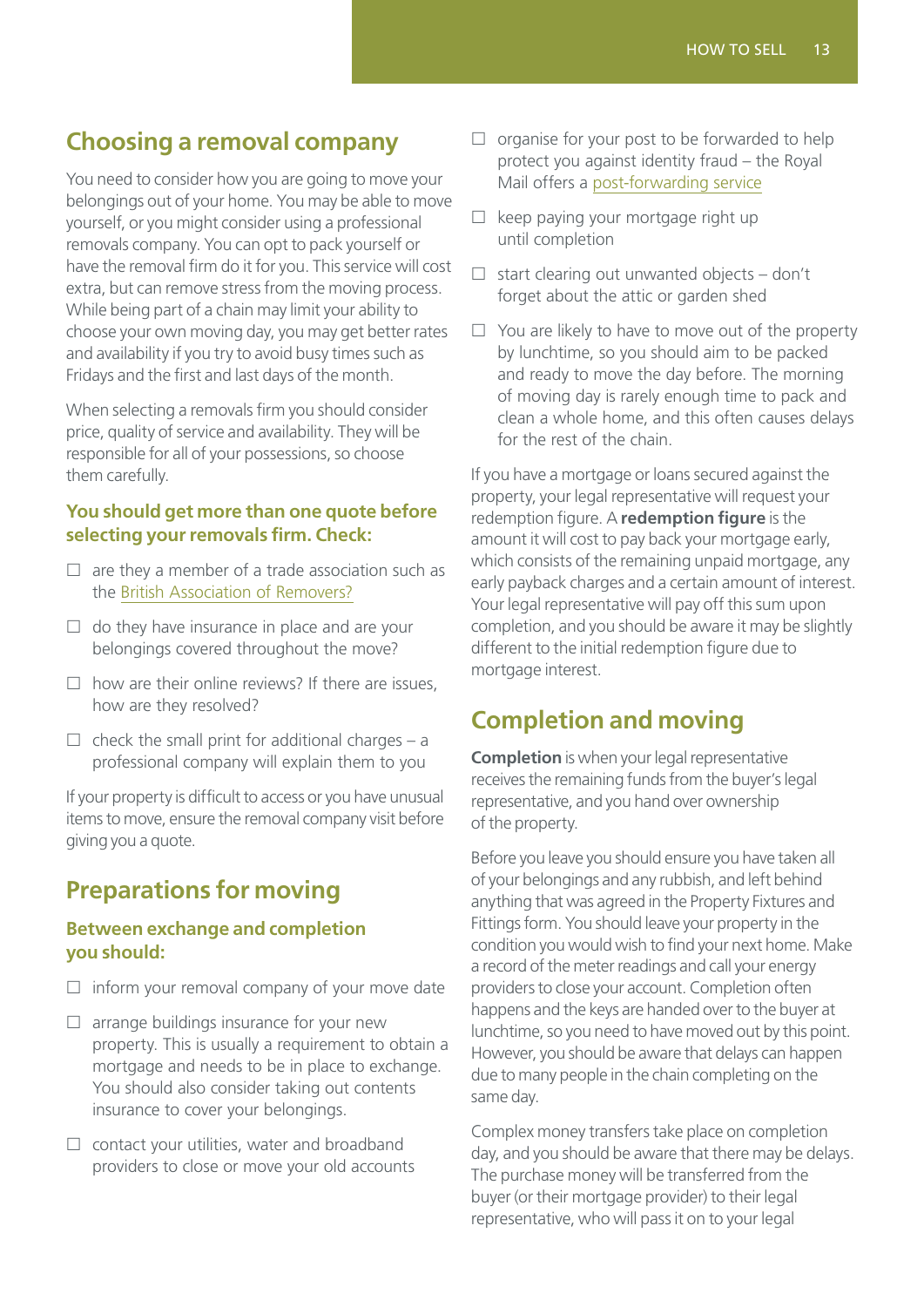## Choosing a removal company

You need to consider how you are going to move your belongings out of your home. You may be able to move yourself, or you might consider using a professional removals company. You can opt to pack yourself or have the removal firm do it for you. This service will cost extra, but can remove stress from the moving process. While being part of a chain may limit your ability to choose your own moving day, you may get better rates and availability if you try to avoid busy times such as Fridays and the first and last days of the month.

When selecting a removals firm you should consider price, quality of service and availability. They will be responsible for all of your possessions, so choose them carefully.

### You should get more than one quote before selecting your removals firm. Check:

- ☐ are they a member of a trade association such as the British Association of Removers?
- ☐ do they have insurance in place and are your belongings covered throughout the move?
- ☐ how are their online reviews? If there are issues, how are they resolved?
- ☐ check the small print for additional charges – a professional company will explain them to you

If your property is difficult to access or you have unusual items to move, ensure the removal company visit before giving you a quote.

## Preparations for moving

### Between exchange and completion you should:

- ☐ inform your removal company of your move date
- ☐ arrange buildings insurance for your new property. This is usually a requirement to obtain a mortgage and needs to be in place to exchange. You should also consider taking out contents insurance to cover your belongings.
- ☐ contact your utilities, water and broadband providers to close or move your old accounts
- ☐ organise for your post to be forwarded to help protect you against identity fraud – the Royal Mail offers a post-forwarding service
- ☐ keep paying your mortgage right up until completion
- ☐ start clearing out unwanted objects – don't forget about the attic or garden shed
- ☐ You are likely to have to move out of the property by lunchtime, so you should aim to be packed and ready to move the day before. The morning of moving day is rarely enough time to pack and clean a whole home, and this often causes delays for the rest of the chain.

If you have a mortgage or loans secured against the property, your legal representative will request your redemption figure. A **redemption figure** is the amount it will cost to pay back your mortgage early, which consists of the remaining unpaid mortgage, any early payback charges and a certain amount of interest. Your legal representative will pay off this sum upon completion, and you should be aware it may be slightly different to the initial redemption figure due to mortgage interest.

## Completion and moving

**Completion** is when your legal representative receives the remaining funds from the buyer's legal representative, and you hand over ownership of the property.

Before you leave you should ensure you have taken all of your belongings and any rubbish, and left behind anything that was agreed in the Property Fixtures and Fittings form. You should leave your property in the condition you would wish to find your next home. Make a record of the meter readings and call your energy providers to close your account. Completion often happens and the keys are handed over to the buyer at lunchtime, so you need to have moved out by this point. However, you should be aware that delays can happen due to many people in the chain completing on the same day.

Complex money transfers take place on completion day, and you should be aware that there may be delays. The purchase money will be transferred from the buyer (or their mortgage provider) to their legal representative, who will pass it on to your legal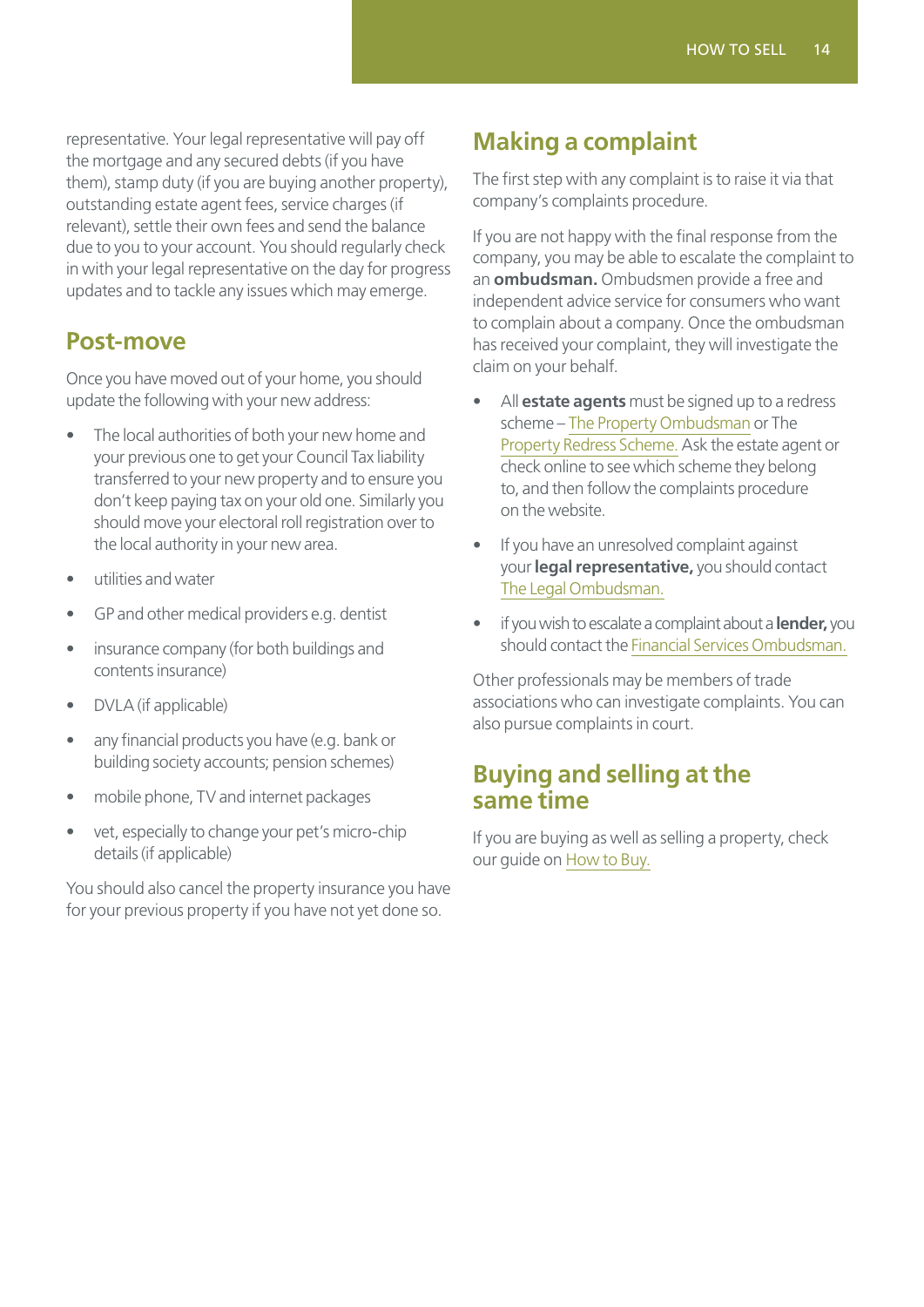representative. Your legal representative will pay off the mortgage and any secured debts (if you have them), stamp duty (if you are buying another property), outstanding estate agent fees, service charges (if relevant), settle their own fees and send the balance due to you to your account. You should regularly check in with your legal representative on the day for progress updates and to tackle any issues which may emerge.

## Post-move

Once you have moved out of your home, you should update the following with your new address:

- The local authorities of both your new home and your previous one to get your Council Tax liability transferred to your new property and to ensure you don't keep paying tax on your old one. Similarly you should move your electoral roll registration over to the local authority in your new area.
- utilities and water
- GP and other medical providers e.g. dentist
- insurance company (for both buildings and contents insurance)
- DVLA (if applicable)
- any financial products you have (e.g. bank or building society accounts; pension schemes)
- mobile phone, TV and internet packages
- vet, especially to change your pet's micro-chip details (if applicable)

You should also cancel the property insurance you have for your previous property if you have not yet done so.

## Making a complaint

The first step with any complaint is to raise it via that company's complaints procedure.

If you are not happy with the final response from the company, you may be able to escalate the complaint to an **ombudsman.** Ombudsmen provide a free and independent advice service for consumers who want to complain about a company. Once the ombudsman has received your complaint, they will investigate the claim on your behalf.

- All **estate agents** must be signed up to a redress scheme – The Property Ombudsman or The Property Redress Scheme. Ask the estate agent or check online to see which scheme they belong to, and then follow the complaints procedure on the website.
- If you have an unresolved complaint against your **legal representative,** you should contact The Legal Ombudsman.
- if you wish to escalate a complaint about a **lender,** you should contact the Financial Services Ombudsman.

Other professionals may be members of trade associations who can investigate complaints. You can also pursue complaints in court.

## Buying and selling at the same time

If you are buying as well as selling a property, check our guide on How to Buy.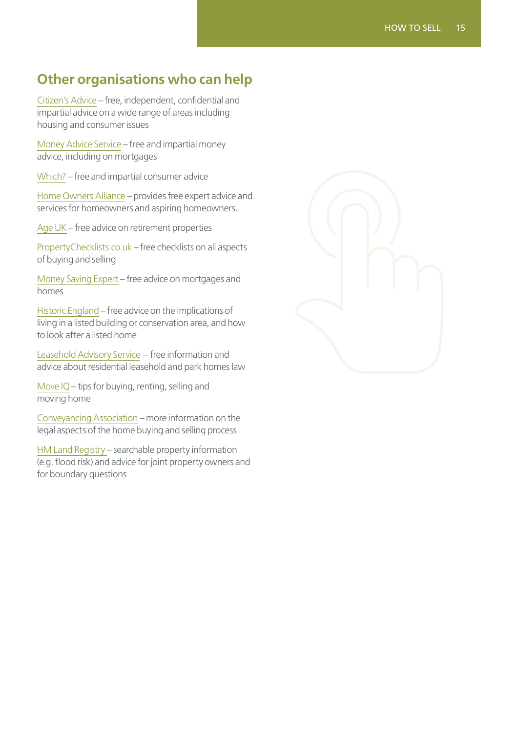## Other organisations who can help

Citizen's Advice – free, independent, confidential and impartial advice on a wide range of areas including housing and consumer issues

Money Advice Service – free and impartial money advice, including on mortgages

Which? – free and impartial consumer advice

Home Owners Alliance – provides free expert advice and services for homeowners and aspiring homeowners.

Age UK – free advice on retirement properties

PropertyChecklists.co.uk – free checklists on all aspects of buying and selling

Money Saving Expert – free advice on mortgages and homes

Historic England – free advice on the implications of living in a listed building or conservation area, and how to look after a listed home

Leasehold Advisory Service – free information and advice about residential leasehold and park homes law

Move IQ – tips for buying, renting, selling and moving home

Conveyancing Association – more information on the legal aspects of the home buying and selling process

HM Land Registry – searchable property information (e.g. flood risk) and advice for joint property owners and for boundary questions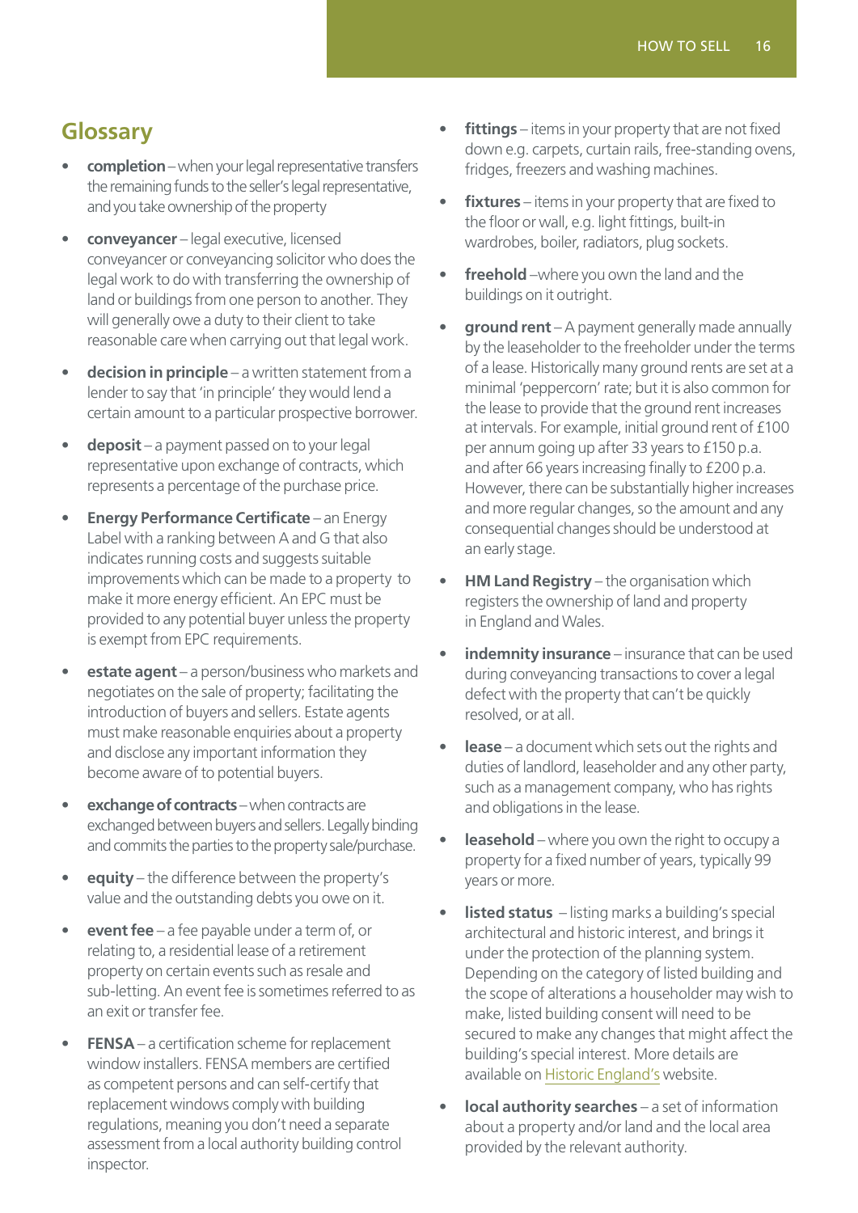## Glossary

- **completion** – when your legal representative transfers the remaining funds to the seller's legal representative, and you take ownership of the property
- **conveyancer** – legal executive, licensed conveyancer or conveyancing solicitor who does the legal work to do with transferring the ownership of land or buildings from one person to another. They will generally owe a duty to their client to take reasonable care when carrying out that legal work.
- **decision in principle** – a written statement from a lender to say that 'in principle' they would lend a certain amount to a particular prospective borrower.
- **deposit** – a payment passed on to your legal representative upon exchange of contracts, which represents a percentage of the purchase price.
- **Energy Performance Certificate** – an Energy Label with a ranking between A and G that also indicates running costs and suggests suitable improvements which can be made to a property to make it more energy efficient. An EPC must be provided to any potential buyer unless the property is exempt from EPC requirements.
- **estate agent** – a person/business who markets and negotiates on the sale of property; facilitating the introduction of buyers and sellers. Estate agents must make reasonable enquiries about a property and disclose any important information they become aware of to potential buyers.
- **exchange of contracts** – when contracts are exchanged between buyers and sellers. Legally binding and commits the parties to the property sale/purchase.
- **equity** – the difference between the property's value and the outstanding debts you owe on it.
- **event fee** – a fee payable under a term of, or relating to, a residential lease of a retirement property on certain events such as resale and sub-letting. An event fee is sometimes referred to as an exit or transfer fee.
- **FENSA** – a certification scheme for replacement window installers. FENSA members are certified as competent persons and can self-certify that replacement windows comply with building regulations, meaning you don't need a separate assessment from a local authority building control inspector.
- **fittings** – items in your property that are not fixed down e.g. carpets, curtain rails, free-standing ovens, fridges, freezers and washing machines.
- **fixtures** – items in your property that are fixed to the floor or wall, e.g. light fittings, built-in wardrobes, boiler, radiators, plug sockets.
- **freehold** –where you own the land and the buildings on it outright.
- **ground rent** – A payment generally made annually by the leaseholder to the freeholder under the terms of a lease. Historically many ground rents are set at a minimal 'peppercorn' rate; but it is also common for the lease to provide that the ground rent increases at intervals. For example, initial ground rent of £100 per annum going up after 33 years to £150 p.a. and after 66 years increasing finally to £200 p.a. However, there can be substantially higher increases and more regular changes, so the amount and any consequential changes should be understood at an early stage.
- **HM Land Registry** – the organisation which registers the ownership of land and property in England and Wales.
- **indemnity insurance** – insurance that can be used during conveyancing transactions to cover a legal defect with the property that can't be quickly resolved, or at all.
- **lease** – a document which sets out the rights and duties of landlord, leaseholder and any other party, such as a management company, who has rights and obligations in the lease.
- **leasehold** – where you own the right to occupy a property for a fixed number of years, typically 99 years or more.
- **listed status** – listing marks a building's special architectural and historic interest, and brings it under the protection of the planning system. Depending on the category of listed building and the scope of alterations a householder may wish to make, listed building consent will need to be secured to make any changes that might affect the building's special interest. More details are available on Historic England's website.
- **local authority searches** – a set of information about a property and/or land and the local area provided by the relevant authority.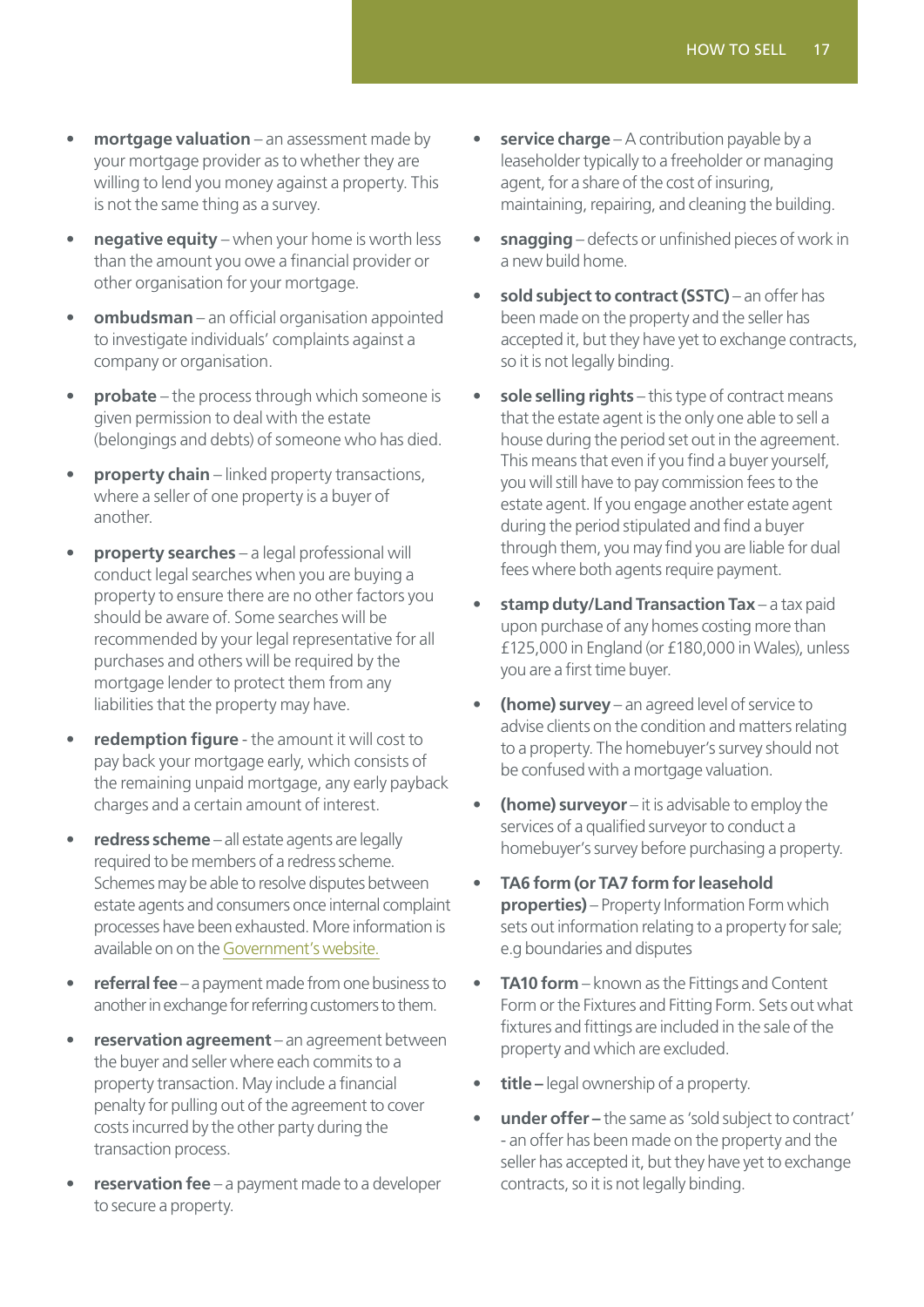- **mortgage valuation** – an assessment made by your mortgage provider as to whether they are willing to lend you money against a property. This is not the same thing as a survey.
- **negative equity** – when your home is worth less than the amount you owe a financial provider or other organisation for your mortgage.
- **ombudsman** – an official organisation appointed to investigate individuals' complaints against a company or organisation.
- **probate** – the process through which someone is given permission to deal with the estate (belongings and debts) of someone who has died.
- **property chain** – linked property transactions, where a seller of one property is a buyer of another.
- **property searches** – a legal professional will conduct legal searches when you are buying a property to ensure there are no other factors you should be aware of. Some searches will be recommended by your legal representative for all purchases and others will be required by the mortgage lender to protect them from any liabilities that the property may have.
- **redemption figure** - the amount it will cost to pay back your mortgage early, which consists of the remaining unpaid mortgage, any early payback charges and a certain amount of interest.
- **redress scheme** – all estate agents are legally required to be members of a redress scheme. Schemes may be able to resolve disputes between estate agents and consumers once internal complaint processes have been exhausted. More information is available on on the Government's website.
- **referral fee** – a payment made from one business to another in exchange for referring customers to them.
- **reservation agreement** – an agreement between the buyer and seller where each commits to a property transaction. May include a financial penalty for pulling out of the agreement to cover costs incurred by the other party during the transaction process.
- **reservation fee** – a payment made to a developer to secure a property.
- **service charge** – A contribution payable by a leaseholder typically to a freeholder or managing agent, for a share of the cost of insuring, maintaining, repairing, and cleaning the building.
- **snagging** – defects or unfinished pieces of work in a new build home.
- **sold subject to contract (SSTC)** – an offer has been made on the property and the seller has accepted it, but they have yet to exchange contracts, so it is not legally binding.
- **sole selling rights** – this type of contract means that the estate agent is the only one able to sell a house during the period set out in the agreement. This means that even if you find a buyer yourself, you will still have to pay commission fees to the estate agent. If you engage another estate agent during the period stipulated and find a buyer through them, you may find you are liable for dual fees where both agents require payment.
- **stamp duty/Land Transaction Tax** – a tax paid upon purchase of any homes costing more than £125,000 in England (or £180,000 in Wales), unless you are a first time buyer.
- **(home) survey** – an agreed level of service to advise clients on the condition and matters relating to a property. The homebuyer's survey should not be confused with a mortgage valuation.
- **(home) surveyor** – it is advisable to employ the services of a qualified surveyor to conduct a homebuyer's survey before purchasing a property.
- **TA6 form (or TA7 form for leasehold properties)** – Property Information Form which sets out information relating to a property for sale; e.g boundaries and disputes
- **TA10 form** – known as the Fittings and Content Form or the Fixtures and Fitting Form. Sets out what fixtures and fittings are included in the sale of the property and which are excluded.
- **title –** legal ownership of a property.
- **under offer –** the same as 'sold subject to contract' - an offer has been made on the property and the seller has accepted it, but they have yet to exchange contracts, so it is not legally binding.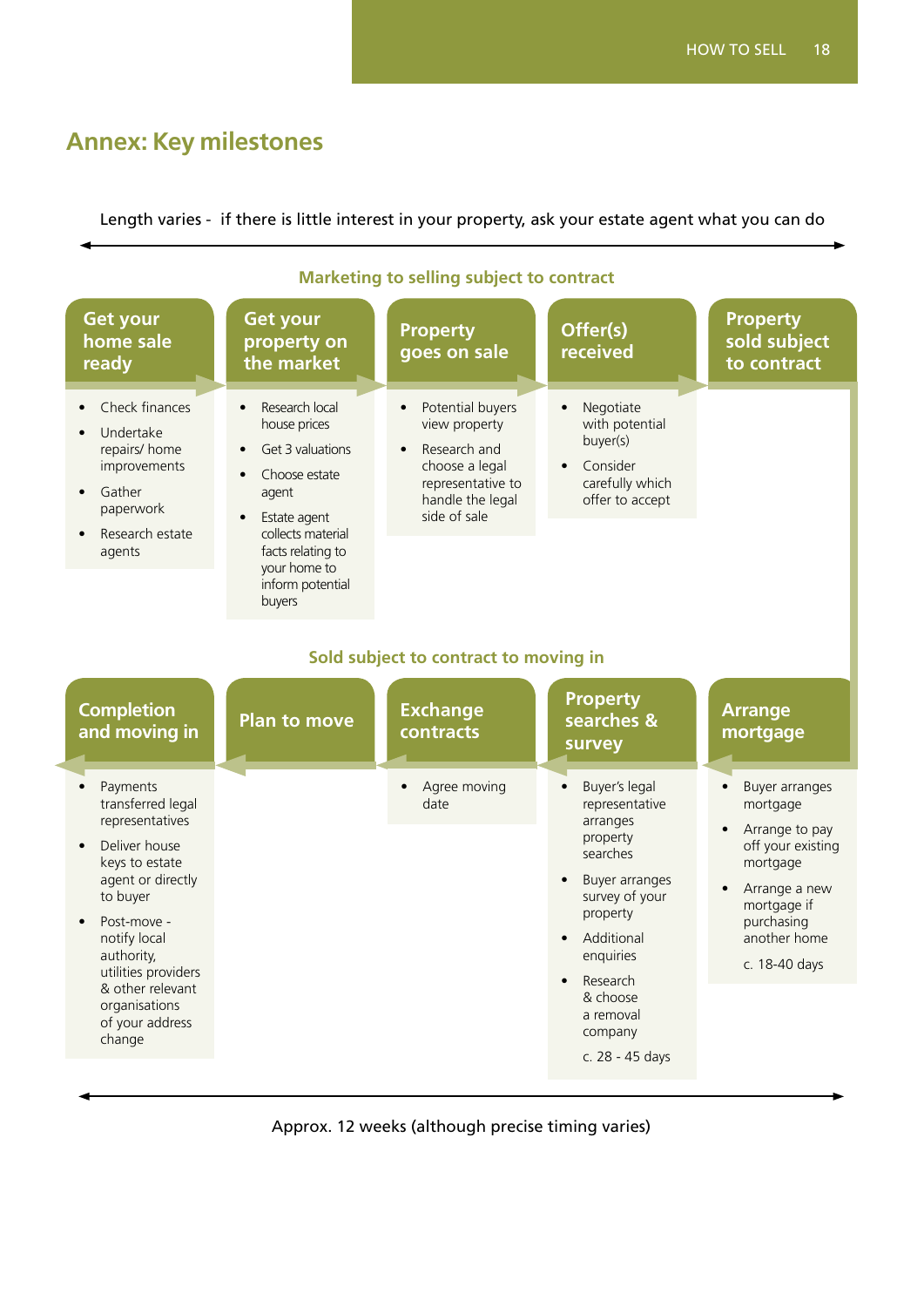## Annex: Key milestones

Length varies - if there is little interest in your property, ask your estate agent what you can do

### Marketing to selling subject to contract

**Get your home sale ready**

- Check finances
- Undertake repairs/ home improvements
- Gather paperwork
- Research estate agents

**Get your property on the market**

- Research local house prices
- Get 3 valuations
- Choose estate agent
- Estate agent collects material facts relating to your home to inform potential buyers

**Property goes on sale**

- Potential buyers view property
- Research and choose a legal representative to handle the legal side of sale

**Offer(s) received**

- Negotiate with potential buyer(s)
- Consider carefully which offer to accept

**Property sold subject to contract**

### Sold subject to contract to moving in

**Arrange mortgage**

- Buyer arranges mortgage
- Arrange to pay off your existing mortgage
- Arrange a new mortgage if purchasing another home

c. 18-40 days

**Property searches & survey**

- Buyer's legal representative arranges property searches
- Buyer arranges survey of your property
- Additional enquiries
- Research & choose a removal company

c. 28 - 45 days

**Exchange contracts**

- Agree moving date

**Plan to move**

**Completion and moving in**

- Payments transferred legal representatives
- Deliver house keys to estate agent or directly to buyer
- Post-move - notify local authority, utilities providers & other relevant organisations of your address change

Approx. 12 weeks (although precise timing varies)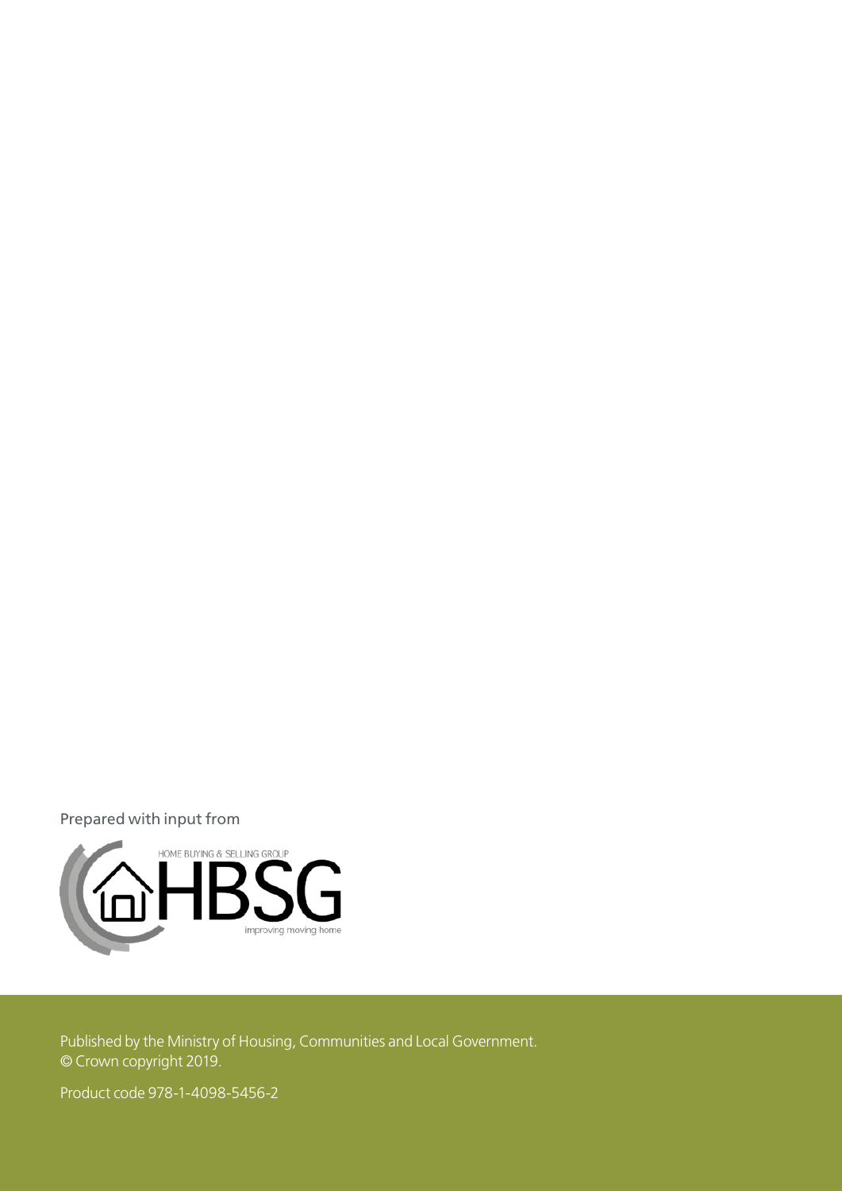Prepared with input from

HOME BUYING & SELLING GROUP
HBSG
improving moving home

Published by the Ministry of Housing, Communities and Local Government.
© Crown copyright 2019.

Product code 978-1-4098-5456-2